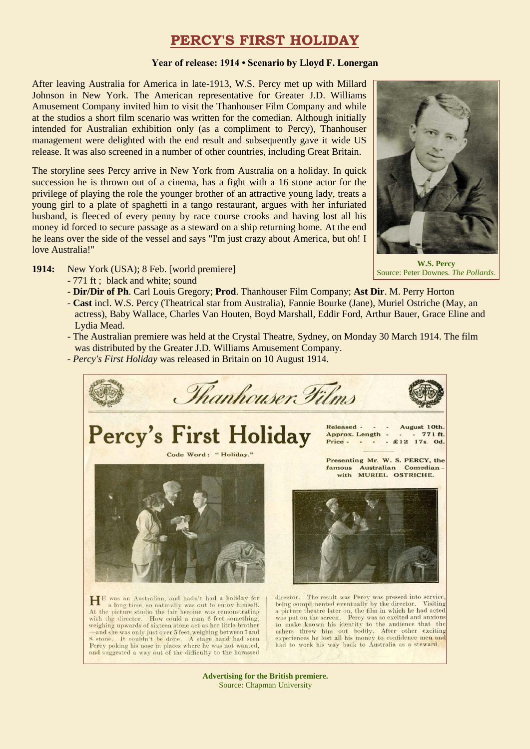# PERCY'S FIRST HOLIDAY

**Year of release: 1914 • Scenario by Lloyd F. Lonergan**

After leaving Australia for America in late-1913, W.S. Percy met up with Millard Johnson in New York. The American representative for Greater J.D. Williams Amusement Company invited him to visit the Thanhouser Film Company and while at the studios a short film scenario was written for the comedian. Although initially intended for Australian exhibition only (as a compliment to Percy), Thanhouser management were delighted with the end result and subsequently gave it wide US release. It was also screened in a number of other countries, including Great Britain.

The storyline sees Percy arrive in New York from Australia on a holiday. In quick succession he is thrown out of a cinema, has a fight with a 16 stone actor for the privilege of playing the role the younger brother of an attractive young lady, treats a young girl to a plate of spaghetti in a tango restaurant, argues with her infuriated husband, is fleeced of every penny by race course crooks and having lost all his money id forced to secure passage as a steward on a ship returning home. At the end he leans over the side of the vessel and says "I'm just crazy about America, but oh! I love Australia!"

**W.S. Percy**
Source: Peter Downes. *The Pollards.*

**1914:** New York (USA); 8 Feb. [world premiere]

- 771 ft ; black and white; sound
- **Dir/Dir of Ph**. Carl Louis Gregory; **Prod**. Thanhouser Film Company; **Ast Dir**. M. Perry Horton
- **Cast** incl. W.S. Percy (Theatrical star from Australia), Fannie Bourke (Jane), Muriel Ostriche (May, an actress), Baby Wallace, Charles Van Houten, Boyd Marshall, Eddir Ford, Arthur Bauer, Grace Eline and Lydia Mead.
- The Australian premiere was held at the Crystal Theatre, Sydney, on Monday 30 March 1914. The film was distributed by the Greater J.D. Williams Amusement Company.
- *Percy's First Holiday* was released in Britain on 10 August 1914.

Thanhouser Films

**Percy's First Holiday**

Code Word: "Holiday."

Released - - - August 10th.
Approx. Length - - - 771 ft.
Price - - - - £12 17s. 0d.

Presenting Mr. W. S. PERCY, the famous Australian Comedian – with MURIEL OSTRICHE.

HE was an Australian, and hadn't had a holiday for a long time, so naturally was out to enjoy himself. At the picture studio the fair heroine was remonstrating with the director. How could a man 6 feet something, weighing upwards of sixteen stone act as her little brother —and she was only just over 5 feet, weighing between 7 and 8 stone. It couldn't be done. A stage hand had seen Percy poking his nose in places where he was not wanted, and suggested a way out of the difficulty to the harassed director. The result was Percy was pressed into service, being complimented eventually by the director. Visiting a picture theatre later on, the film in which he had acted was put on the screen. Percy was so excited and anxious to make known his identity to the audience that the ushers threw him out bodily. After other exciting experiences he lost all his money to confidence men and had to work his way back to Australia as a steward.

**Advertising for the British premiere.**
Source: Chapman University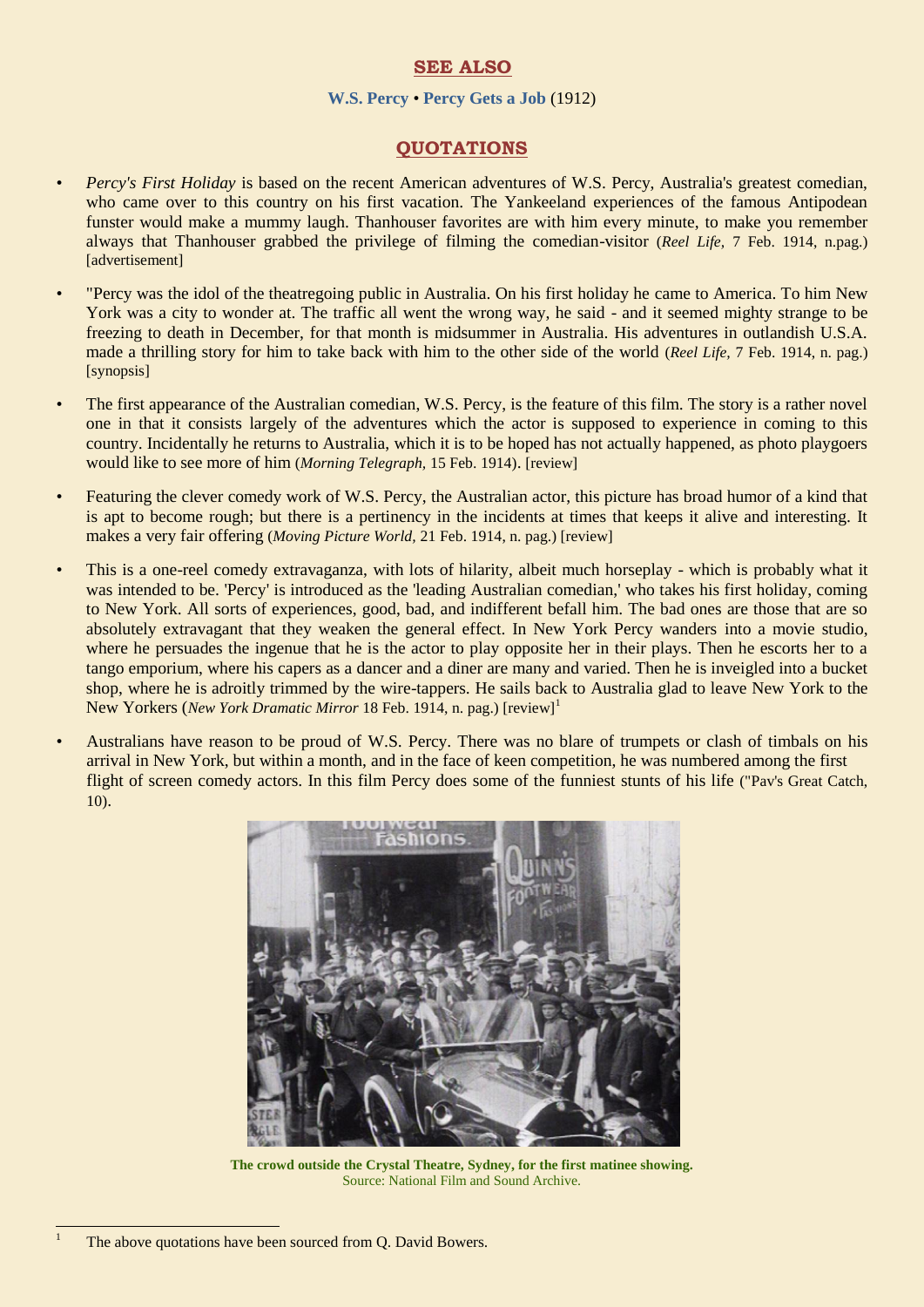## SEE ALSO

**W.S. Percy** • **Percy Gets a Job** (1912)

## QUOTATIONS

- *Percy's First Holiday* is based on the recent American adventures of W.S. Percy, Australia's greatest comedian, who came over to this country on his first vacation. The Yankeeland experiences of the famous Antipodean funster would make a mummy laugh. Thanhouser favorites are with him every minute, to make you remember always that Thanhouser grabbed the privilege of filming the comedian-visitor (*Reel Life,* 7 Feb. 1914, n.pag.) [advertisement]

- "Percy was the idol of the theatregoing public in Australia. On his first holiday he came to America. To him New York was a city to wonder at. The traffic all went the wrong way, he said - and it seemed mighty strange to be freezing to death in December, for that month is midsummer in Australia. His adventures in outlandish U.S.A. made a thrilling story for him to take back with him to the other side of the world (*Reel Life,* 7 Feb. 1914, n. pag.) [synopsis]

- The first appearance of the Australian comedian, W.S. Percy, is the feature of this film. The story is a rather novel one in that it consists largely of the adventures which the actor is supposed to experience in coming to this country. Incidentally he returns to Australia, which it is to be hoped has not actually happened, as photo playgoers would like to see more of him (*Morning Telegraph,* 15 Feb. 1914). [review]

- Featuring the clever comedy work of W.S. Percy, the Australian actor, this picture has broad humor of a kind that is apt to become rough; but there is a pertinency in the incidents at times that keeps it alive and interesting. It makes a very fair offering (*Moving Picture World,* 21 Feb. 1914, n. pag.) [review]

- This is a one-reel comedy extravaganza, with lots of hilarity, albeit much horseplay - which is probably what it was intended to be. 'Percy' is introduced as the 'leading Australian comedian,' who takes his first holiday, coming to New York. All sorts of experiences, good, bad, and indifferent befall him. The bad ones are those that are so absolutely extravagant that they weaken the general effect. In New York Percy wanders into a movie studio, where he persuades the ingenue that he is the actor to play opposite her in their plays. Then he escorts her to a tango emporium, where his capers as a dancer and a diner are many and varied. Then he is inveigled into a bucket shop, where he is adroitly trimmed by the wire-tappers. He sails back to Australia glad to leave New York to the New Yorkers (*New York Dramatic Mirror* 18 Feb. 1914, n. pag.) [review][1]

- Australians have reason to be proud of W.S. Percy. There was no blare of trumpets or clash of timbals on his arrival in New York, but within a month, and in the face of keen competition, he was numbered among the first flight of screen comedy actors. In this film Percy does some of the funniest stunts of his life ("Pav's Great Catch, 10).

**The crowd outside the Crystal Theatre, Sydney, for the first matinee showing.**
Source: National Film and Sound Archive.

[1] The above quotations have been sourced from Q. David Bowers.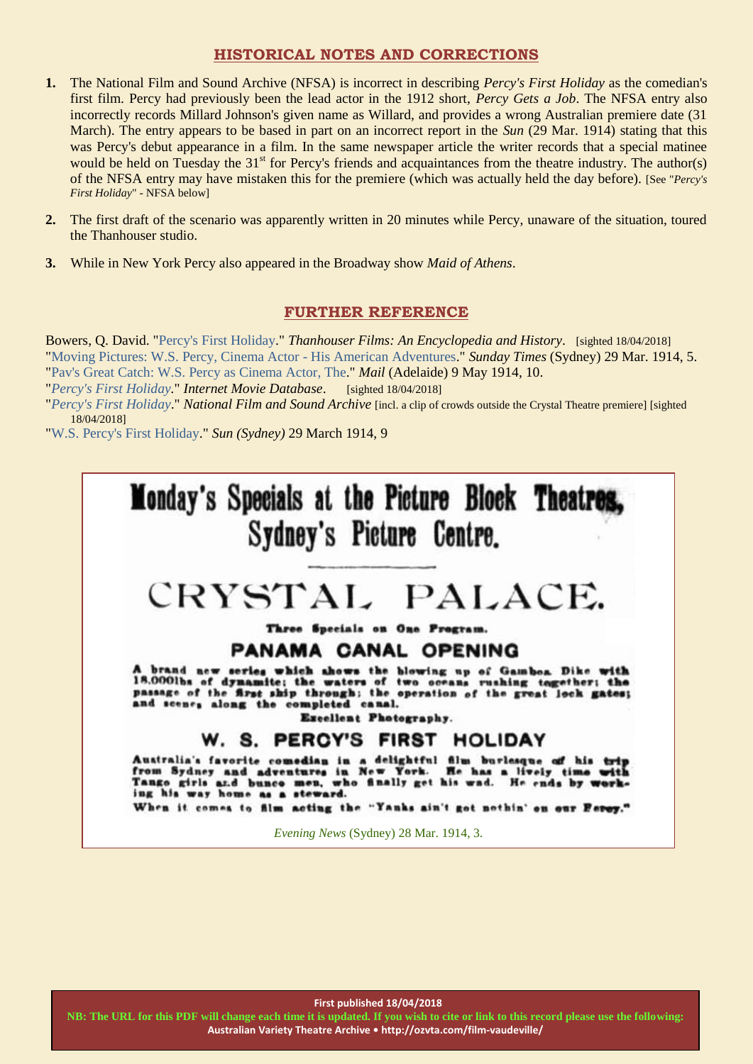## HISTORICAL NOTES AND CORRECTIONS

1. The National Film and Sound Archive (NFSA) is incorrect in describing *Percy's First Holiday* as the comedian's first film. Percy had previously been the lead actor in the 1912 short, *Percy Gets a Job*. The NFSA entry also incorrectly records Millard Johnson's given name as Willard, and provides a wrong Australian premiere date (31 March). The entry appears to be based in part on an incorrect report in the *Sun* (29 Mar. 1914) stating that this was Percy's debut appearance in a film. In the same newspaper article the writer records that a special matinee would be held on Tuesday the 31st for Percy's friends and acquaintances from the theatre industry. The author(s) of the NFSA entry may have mistaken this for the premiere (which was actually held the day before). [See "*Percy's First Holiday*" - NFSA below]

2. The first draft of the scenario was apparently written in 20 minutes while Percy, unaware of the situation, toured the Thanhouser studio.

3. While in New York Percy also appeared in the Broadway show *Maid of Athens*.

## FURTHER REFERENCE

Bowers, Q. David. "Percy's First Holiday." *Thanhouser Films: An Encyclopedia and History*. [sighted 18/04/2018]
"Moving Pictures: W.S. Percy, Cinema Actor - His American Adventures." *Sunday Times* (Sydney) 29 Mar. 1914, 5.
"Pav's Great Catch: W.S. Percy as Cinema Actor, The." *Mail* (Adelaide) 9 May 1914, 10.
"*Percy's First Holiday*." *Internet Movie Database*. [sighted 18/04/2018]
"*Percy's First Holiday*." *National Film and Sound Archive* [incl. a clip of crowds outside the Crystal Theatre premiere] [sighted 18/04/2018]
"W.S. Percy's First Holiday." *Sun (Sydney)* 29 March 1914, 9

**Monday's Specials at the Picture Block Theatres, Sydney's Picture Centre.**

**CRYSTAL PALACE.**

**Three Specials on One Program.**

**PANAMA CANAL OPENING**

A brand new series which shows the blowing up of Gamboa Dike with 18,000lbs of dynamite; the waters of two oceans rushing together; the passage of the first ship through; the operation of the great lock gates; and scenes along the completed canal.

**Excellent Photography.**

**W. S. PERCY'S FIRST HOLIDAY**

Australia's favorite comedian in a delightful film burlesque of his trip from Sydney and adventures in New York. He has a lively time with Tango girls and bunco men, who finally get his wad. He ends by working his way home as a steward.

When it comes to film acting the "Yanks ain't got nothin' on our Percy."

*Evening News* (Sydney) 28 Mar. 1914, 3.

First published 18/04/2018
NB: The URL for this PDF will change each time it is updated. If you wish to cite or link to this record please use the following:
Australian Variety Theatre Archive • http://ozvta.com/film-vaudeville/